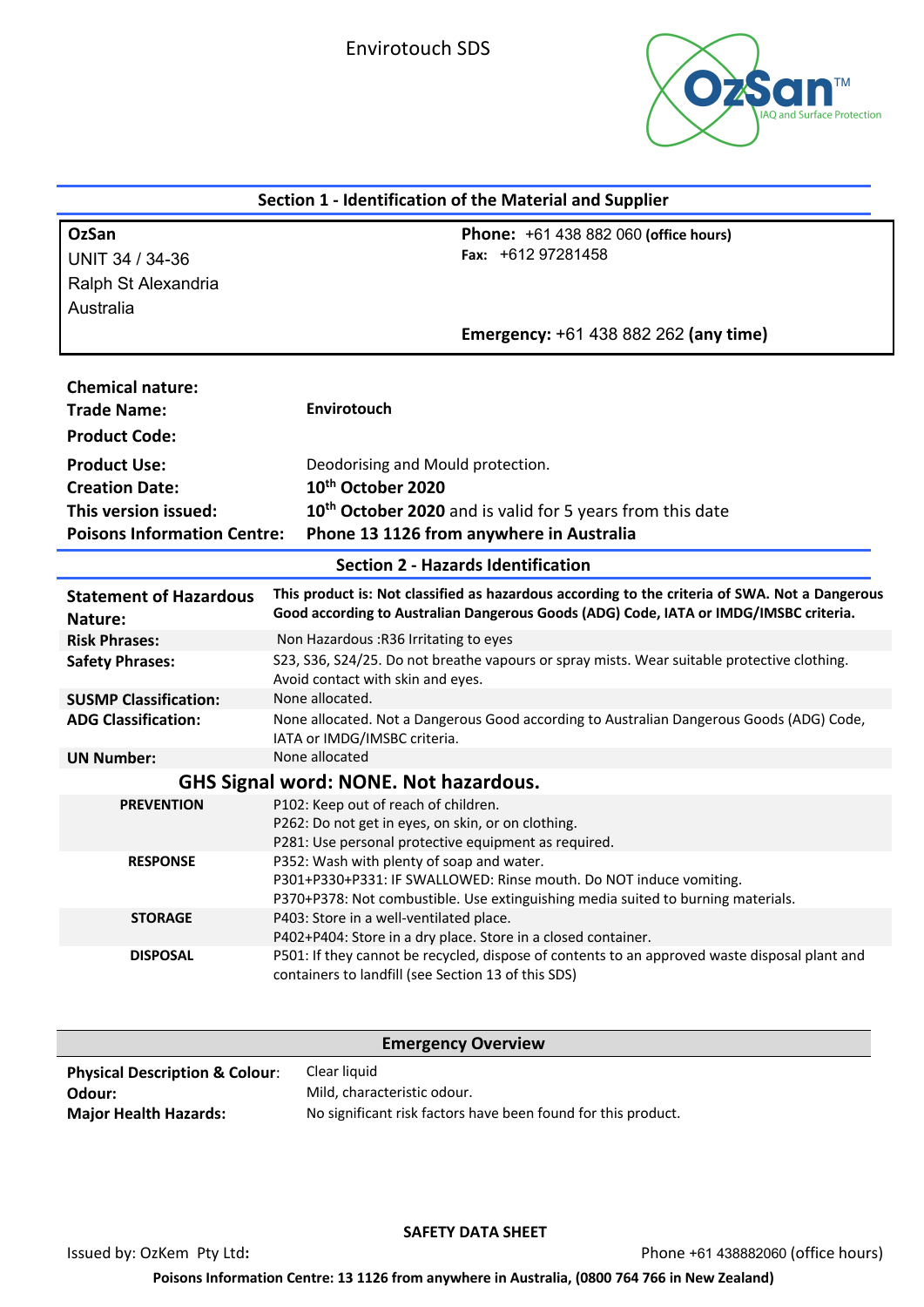Envirotouch SDS

OzSan™ IAQ and Surface Protection

## Section 1 - Identification of the Material and Supplier

**OzSan**
UNIT 34 / 34-36
Ralph St Alexandria
Australia

**Phone:** +61 438 882 060 **(office hours)**
**Fax:** +612 97281458

**Emergency:** +61 438 882 262 **(any time)**

| | |
|---|---|
| **Chemical nature:** | |
| **Trade Name:** | **Envirotouch** |
| **Product Code:** | |
| **Product Use:** | Deodorising and Mould protection. |
| **Creation Date:** | **10th October 2020** |
| **This version issued:** | **10th October 2020** and is valid for 5 years from this date |
| **Poisons Information Centre:** | **Phone 13 1126 from anywhere in Australia** |

## Section 2 - Hazards Identification

| | |
|---|---|
| **Statement of Hazardous Nature:** | **This product is: Not classified as hazardous according to the criteria of SWA. Not a Dangerous Good according to Australian Dangerous Goods (ADG) Code, IATA or IMDG/IMSBC criteria.** |
| **Risk Phrases:** | Non Hazardous :R36 Irritating to eyes |
| **Safety Phrases:** | S23, S36, S24/25. Do not breathe vapours or spray mists. Wear suitable protective clothing. Avoid contact with skin and eyes. |
| **SUSMP Classification:** | None allocated. |
| **ADG Classification:** | None allocated. Not a Dangerous Good according to Australian Dangerous Goods (ADG) Code, IATA or IMDG/IMSBC criteria. |
| **UN Number:** | None allocated |

### GHS Signal word: NONE. Not hazardous.

| | |
|---|---|
| **PREVENTION** | P102: Keep out of reach of children.<br>P262: Do not get in eyes, on skin, or on clothing.<br>P281: Use personal protective equipment as required. |
| **RESPONSE** | P352: Wash with plenty of soap and water.<br>P301+P330+P331: IF SWALLOWED: Rinse mouth. Do NOT induce vomiting.<br>P370+P378: Not combustible. Use extinguishing media suited to burning materials. |
| **STORAGE** | P403: Store in a well-ventilated place.<br>P402+P404: Store in a dry place. Store in a closed container. |
| **DISPOSAL** | P501: If they cannot be recycled, dispose of contents to an approved waste disposal plant and containers to landfill (see Section 13 of this SDS) |

### Emergency Overview

| | |
|---|---|
| **Physical Description & Colour:** | Clear liquid |
| **Odour:** | Mild, characteristic odour. |
| **Major Health Hazards:** | No significant risk factors have been found for this product. |

**SAFETY DATA SHEET**

Issued by: OzKem Pty Ltd**:** Phone +61 438882060 (office hours)

**Poisons Information Centre: 13 1126 from anywhere in Australia, (0800 764 766 in New Zealand)**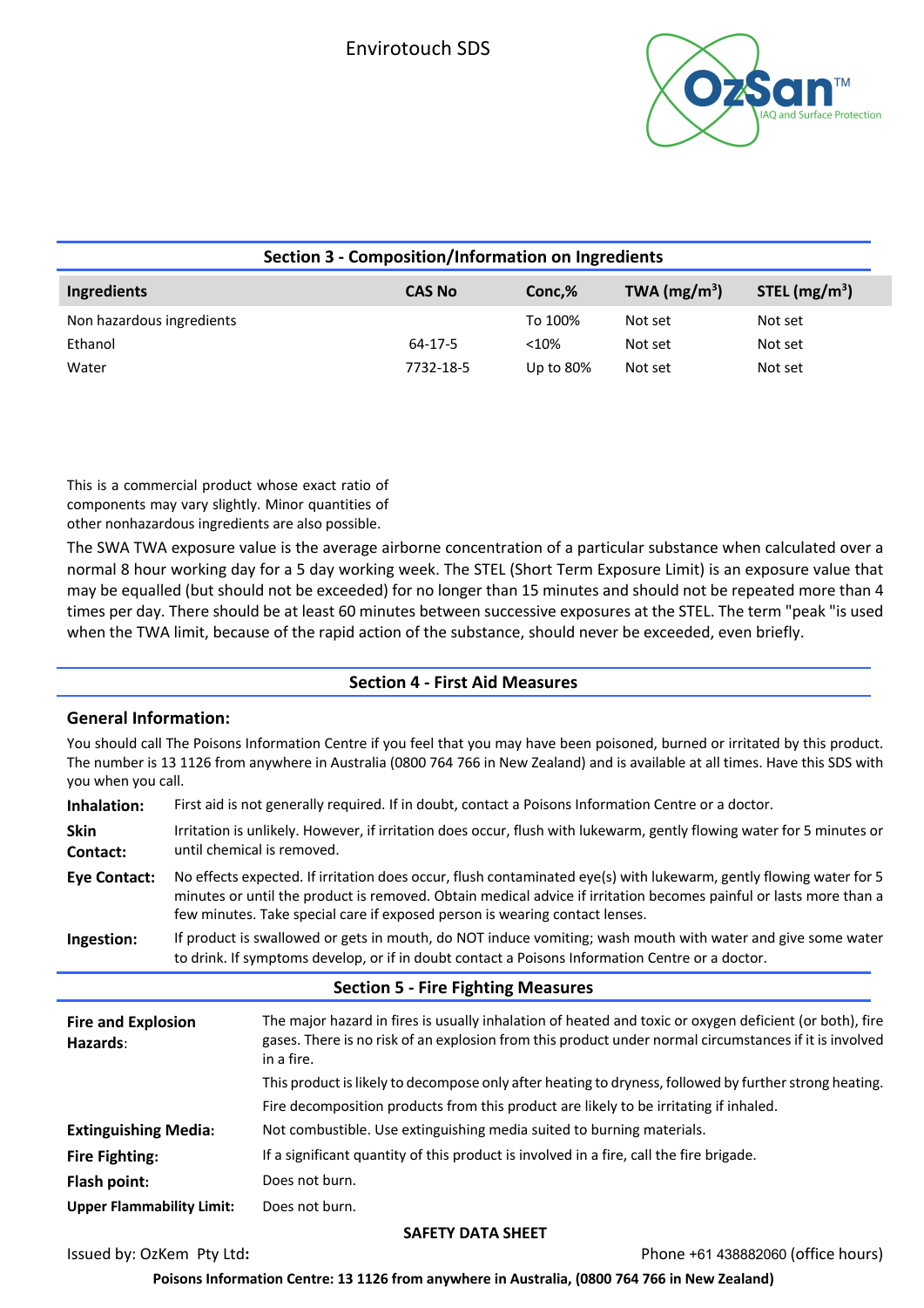## Section 3 - Composition/Information on Ingredients

| Ingredients | CAS No | Conc,% | TWA (mg/m$^3$) | STEL (mg/m$^3$) |
|---|---|---|---|---|
| Non hazardous ingredients | | To 100% | Not set | Not set |
| Ethanol | 64-17-5 | <10% | Not set | Not set |
| Water | 7732-18-5 | Up to 80% | Not set | Not set |

This is a commercial product whose exact ratio of components may vary slightly. Minor quantities of other nonhazardous ingredients are also possible.

The SWA TWA exposure value is the average airborne concentration of a particular substance when calculated over a normal 8 hour working day for a 5 day working week. The STEL (Short Term Exposure Limit) is an exposure value that may be equalled (but should not be exceeded) for no longer than 15 minutes and should not be repeated more than 4 times per day. There should be at least 60 minutes between successive exposures at the STEL. The term "peak "is used when the TWA limit, because of the rapid action of the substance, should never be exceeded, even briefly.

## Section 4 - First Aid Measures

### General Information:

You should call The Poisons Information Centre if you feel that you may have been poisoned, burned or irritated by this product. The number is 13 1126 from anywhere in Australia (0800 764 766 in New Zealand) and is available at all times. Have this SDS with you when you call.

**Inhalation:** First aid is not generally required. If in doubt, contact a Poisons Information Centre or a doctor.

**Skin Contact:** Irritation is unlikely. However, if irritation does occur, flush with lukewarm, gently flowing water for 5 minutes or until chemical is removed.

**Eye Contact:** No effects expected. If irritation does occur, flush contaminated eye(s) with lukewarm, gently flowing water for 5 minutes or until the product is removed. Obtain medical advice if irritation becomes painful or lasts more than a few minutes. Take special care if exposed person is wearing contact lenses.

**Ingestion:** If product is swallowed or gets in mouth, do NOT induce vomiting; wash mouth with water and give some water to drink. If symptoms develop, or if in doubt contact a Poisons Information Centre or a doctor.

## Section 5 - Fire Fighting Measures

**Fire and Explosion Hazards:** The major hazard in fires is usually inhalation of heated and toxic or oxygen deficient (or both), fire gases. There is no risk of an explosion from this product under normal circumstances if it is involved in a fire.

This product is likely to decompose only after heating to dryness, followed by further strong heating.

Fire decomposition products from this product are likely to be irritating if inhaled.

**Extinguishing Media:** Not combustible. Use extinguishing media suited to burning materials.

**Fire Fighting:** If a significant quantity of this product is involved in a fire, call the fire brigade.

**Flash point:** Does not burn.

**Upper Flammability Limit:** Does not burn.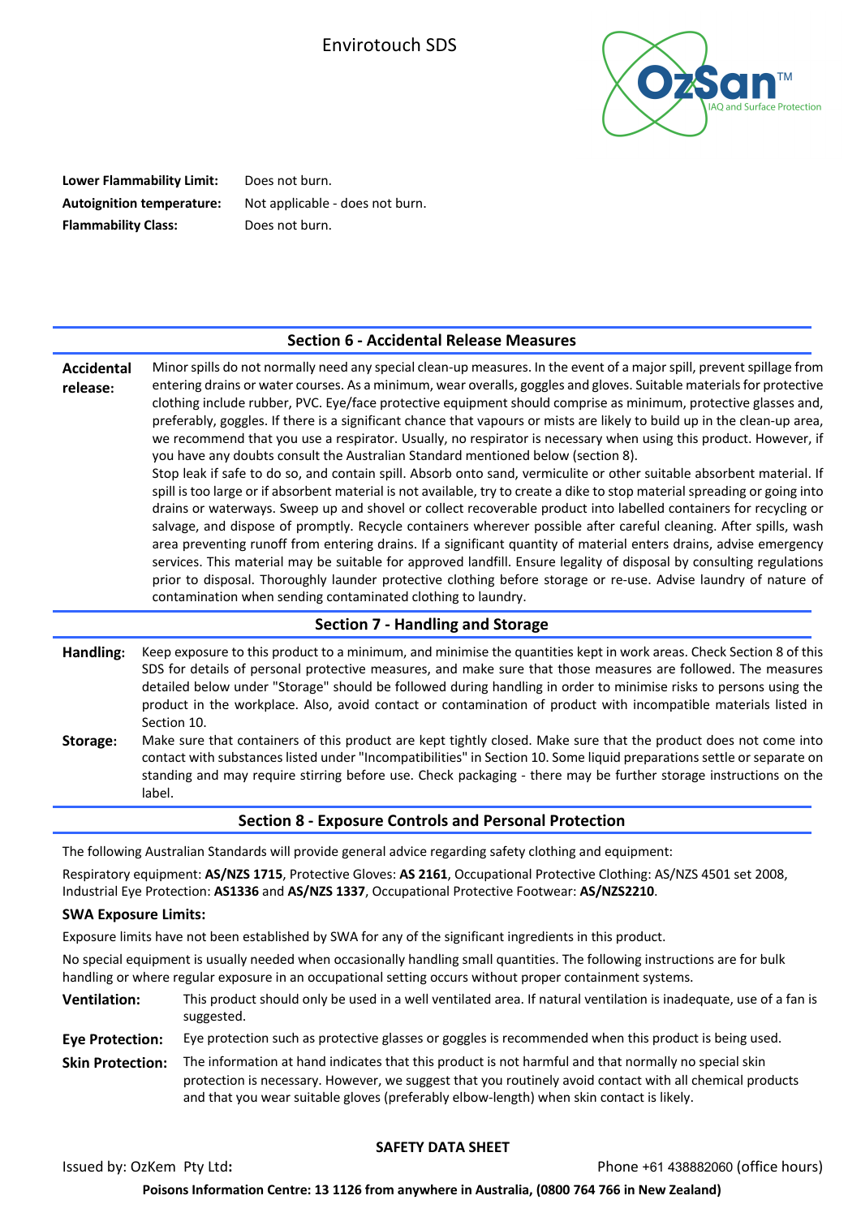**Lower Flammability Limit:** Does not burn.
**Autoignition temperature:** Not applicable - does not burn.
**Flammability Class:** Does not burn.

## Section 6 - Accidental Release Measures

**Accidental release:** Minor spills do not normally need any special clean-up measures. In the event of a major spill, prevent spillage from entering drains or water courses. As a minimum, wear overalls, goggles and gloves. Suitable materials for protective clothing include rubber, PVC. Eye/face protective equipment should comprise as minimum, protective glasses and, preferably, goggles. If there is a significant chance that vapours or mists are likely to build up in the clean-up area, we recommend that you use a respirator. Usually, no respirator is necessary when using this product. However, if you have any doubts consult the Australian Standard mentioned below (section 8).
Stop leak if safe to do so, and contain spill. Absorb onto sand, vermiculite or other suitable absorbent material. If spill is too large or if absorbent material is not available, try to create a dike to stop material spreading or going into drains or waterways. Sweep up and shovel or collect recoverable product into labelled containers for recycling or salvage, and dispose of promptly. Recycle containers wherever possible after careful cleaning. After spills, wash area preventing runoff from entering drains. If a significant quantity of material enters drains, advise emergency services. This material may be suitable for approved landfill. Ensure legality of disposal by consulting regulations prior to disposal. Thoroughly launder protective clothing before storage or re-use. Advise laundry of nature of contamination when sending contaminated clothing to laundry.

## Section 7 - Handling and Storage

**Handling:** Keep exposure to this product to a minimum, and minimise the quantities kept in work areas. Check Section 8 of this SDS for details of personal protective measures, and make sure that those measures are followed. The measures detailed below under "Storage" should be followed during handling in order to minimise risks to persons using the product in the workplace. Also, avoid contact or contamination of product with incompatible materials listed in Section 10.

**Storage:** Make sure that containers of this product are kept tightly closed. Make sure that the product does not come into contact with substances listed under "Incompatibilities" in Section 10. Some liquid preparations settle or separate on standing and may require stirring before use. Check packaging - there may be further storage instructions on the label.

## Section 8 - Exposure Controls and Personal Protection

The following Australian Standards will provide general advice regarding safety clothing and equipment:

Respiratory equipment: **AS/NZS 1715**, Protective Gloves: **AS 2161**, Occupational Protective Clothing: AS/NZS 4501 set 2008, Industrial Eye Protection: **AS1336** and **AS/NZS 1337**, Occupational Protective Footwear: **AS/NZS2210**.

**SWA Exposure Limits:**

Exposure limits have not been established by SWA for any of the significant ingredients in this product.

No special equipment is usually needed when occasionally handling small quantities. The following instructions are for bulk handling or where regular exposure in an occupational setting occurs without proper containment systems.

**Ventilation:** This product should only be used in a well ventilated area. If natural ventilation is inadequate, use of a fan is suggested.

**Eye Protection:** Eye protection such as protective glasses or goggles is recommended when this product is being used.

**Skin Protection:** The information at hand indicates that this product is not harmful and that normally no special skin protection is necessary. However, we suggest that you routinely avoid contact with all chemical products and that you wear suitable gloves (preferably elbow-length) when skin contact is likely.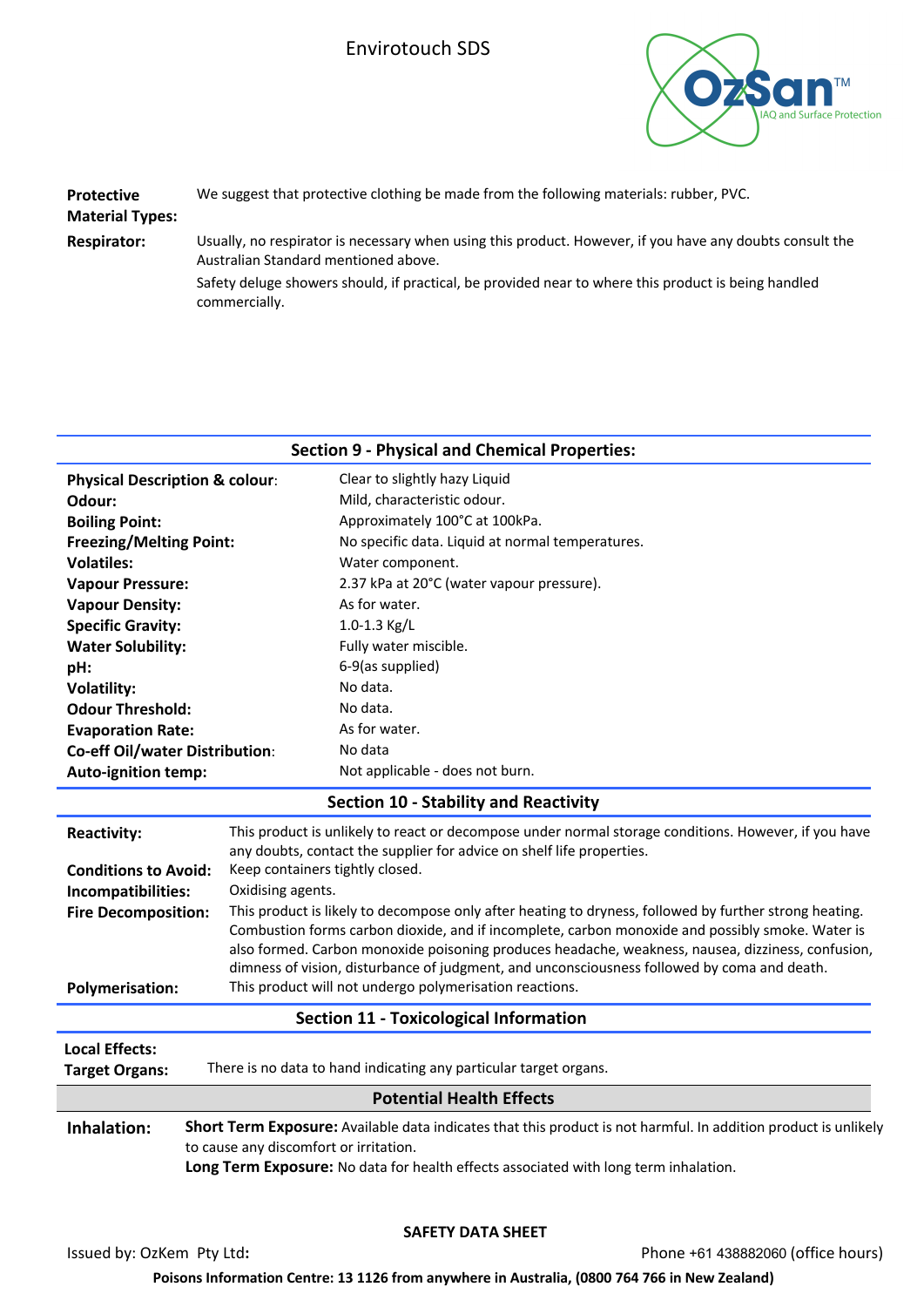**Protective Material Types:** We suggest that protective clothing be made from the following materials: rubber, PVC.

**Respirator:** Usually, no respirator is necessary when using this product. However, if you have any doubts consult the Australian Standard mentioned above.

Safety deluge showers should, if practical, be provided near to where this product is being handled commercially.

## Section 9 - Physical and Chemical Properties:

| | |
|---|---|
| **Physical Description & colour:** | Clear to slightly hazy Liquid |
| **Odour:** | Mild, characteristic odour. |
| **Boiling Point:** | Approximately 100°C at 100kPa. |
| **Freezing/Melting Point:** | No specific data. Liquid at normal temperatures. |
| **Volatiles:** | Water component. |
| **Vapour Pressure:** | 2.37 kPa at 20°C (water vapour pressure). |
| **Vapour Density:** | As for water. |
| **Specific Gravity:** | 1.0-1.3 Kg/L |
| **Water Solubility:** | Fully water miscible. |
| **pH:** | 6-9(as supplied) |
| **Volatility:** | No data. |
| **Odour Threshold:** | No data. |
| **Evaporation Rate:** | As for water. |
| **Co-eff Oil/water Distribution:** | No data |
| **Auto-ignition temp:** | Not applicable - does not burn. |

## Section 10 - Stability and Reactivity

**Reactivity:** This product is unlikely to react or decompose under normal storage conditions. However, if you have any doubts, contact the supplier for advice on shelf life properties.

**Conditions to Avoid:** Keep containers tightly closed.

**Incompatibilities:** Oxidising agents.

**Fire Decomposition:** This product is likely to decompose only after heating to dryness, followed by further strong heating. Combustion forms carbon dioxide, and if incomplete, carbon monoxide and possibly smoke. Water is also formed. Carbon monoxide poisoning produces headache, weakness, nausea, dizziness, confusion, dimness of vision, disturbance of judgment, and unconsciousness followed by coma and death.

**Polymerisation:** This product will not undergo polymerisation reactions.

## Section 11 - Toxicological Information

**Local Effects:**

**Target Organs:** There is no data to hand indicating any particular target organs.

### Potential Health Effects

**Inhalation:**

**Short Term Exposure:** Available data indicates that this product is not harmful. In addition product is unlikely to cause any discomfort or irritation.

**Long Term Exposure:** No data for health effects associated with long term inhalation.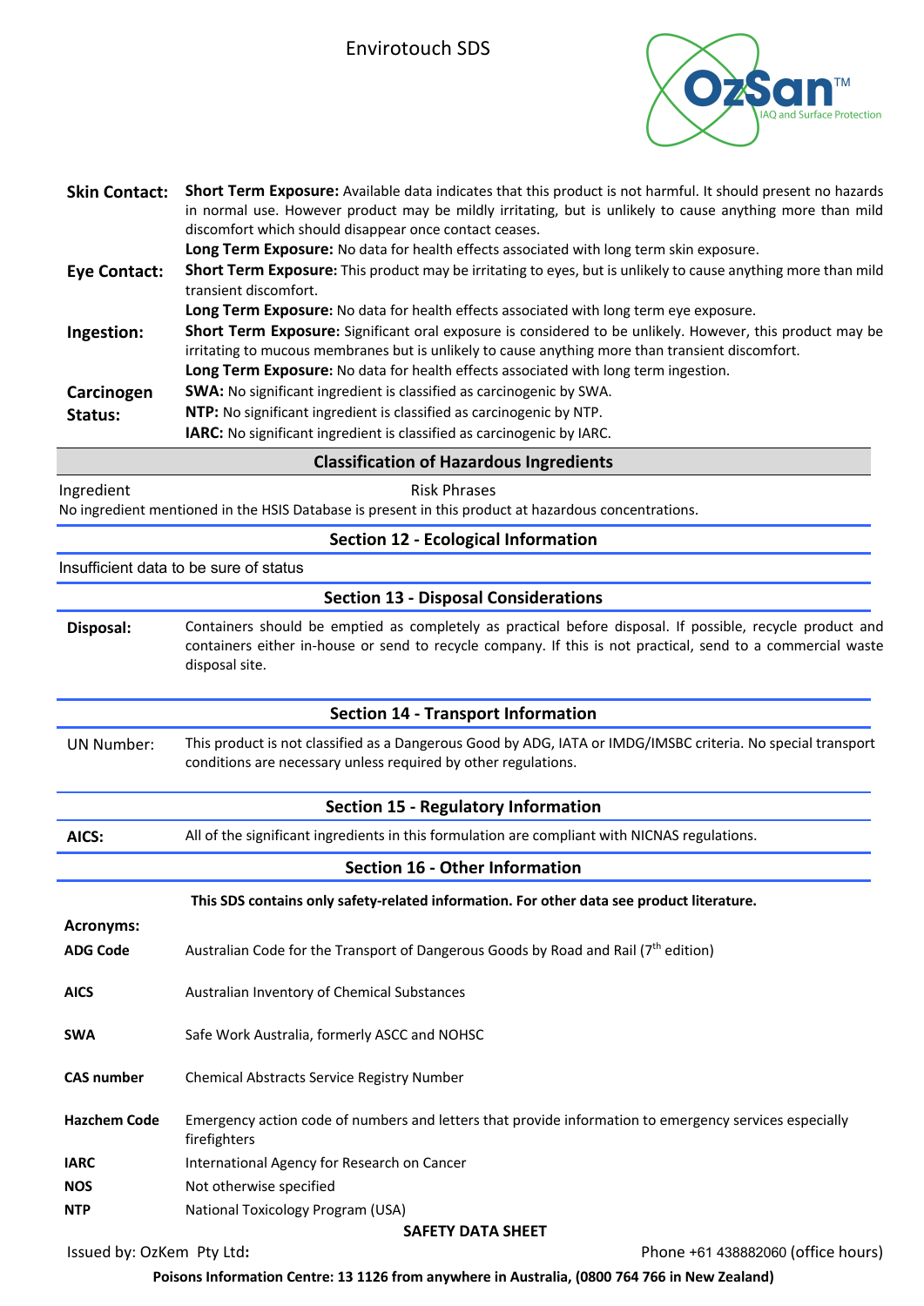**Skin Contact:** **Short Term Exposure:** Available data indicates that this product is not harmful. It should present no hazards in normal use. However product may be mildly irritating, but is unlikely to cause anything more than mild discomfort which should disappear once contact ceases.

**Long Term Exposure:** No data for health effects associated with long term skin exposure.

**Eye Contact:** **Short Term Exposure:** This product may be irritating to eyes, but is unlikely to cause anything more than mild transient discomfort.

**Long Term Exposure:** No data for health effects associated with long term eye exposure.

**Ingestion:** **Short Term Exposure:** Significant oral exposure is considered to be unlikely. However, this product may be irritating to mucous membranes but is unlikely to cause anything more than transient discomfort.

**Long Term Exposure:** No data for health effects associated with long term ingestion.

**Carcinogen Status:**
**SWA:** No significant ingredient is classified as carcinogenic by SWA.
**NTP:** No significant ingredient is classified as carcinogenic by NTP.
**IARC:** No significant ingredient is classified as carcinogenic by IARC.

## Classification of Hazardous Ingredients

| Ingredient | Risk Phrases |
|---|---|

No ingredient mentioned in the HSIS Database is present in this product at hazardous concentrations.

## Section 12 - Ecological Information

Insufficient data to be sure of status

## Section 13 - Disposal Considerations

**Disposal:** Containers should be emptied as completely as practical before disposal. If possible, recycle product and containers either in-house or send to recycle company. If this is not practical, send to a commercial waste disposal site.

## Section 14 - Transport Information

UN Number: This product is not classified as a Dangerous Good by ADG, IATA or IMDG/IMSBC criteria. No special transport conditions are necessary unless required by other regulations.

## Section 15 - Regulatory Information

**AICS:** All of the significant ingredients in this formulation are compliant with NICNAS regulations.

## Section 16 - Other Information

**This SDS contains only safety-related information. For other data see product literature.**

**Acronyms:**

| | |
|---|---|
| **ADG Code** | Australian Code for the Transport of Dangerous Goods by Road and Rail (7th edition) |
| **AICS** | Australian Inventory of Chemical Substances |
| **SWA** | Safe Work Australia, formerly ASCC and NOHSC |
| **CAS number** | Chemical Abstracts Service Registry Number |
| **Hazchem Code** | Emergency action code of numbers and letters that provide information to emergency services especially firefighters |
| **IARC** | International Agency for Research on Cancer |
| **NOS** | Not otherwise specified |
| **NTP** | National Toxicology Program (USA) |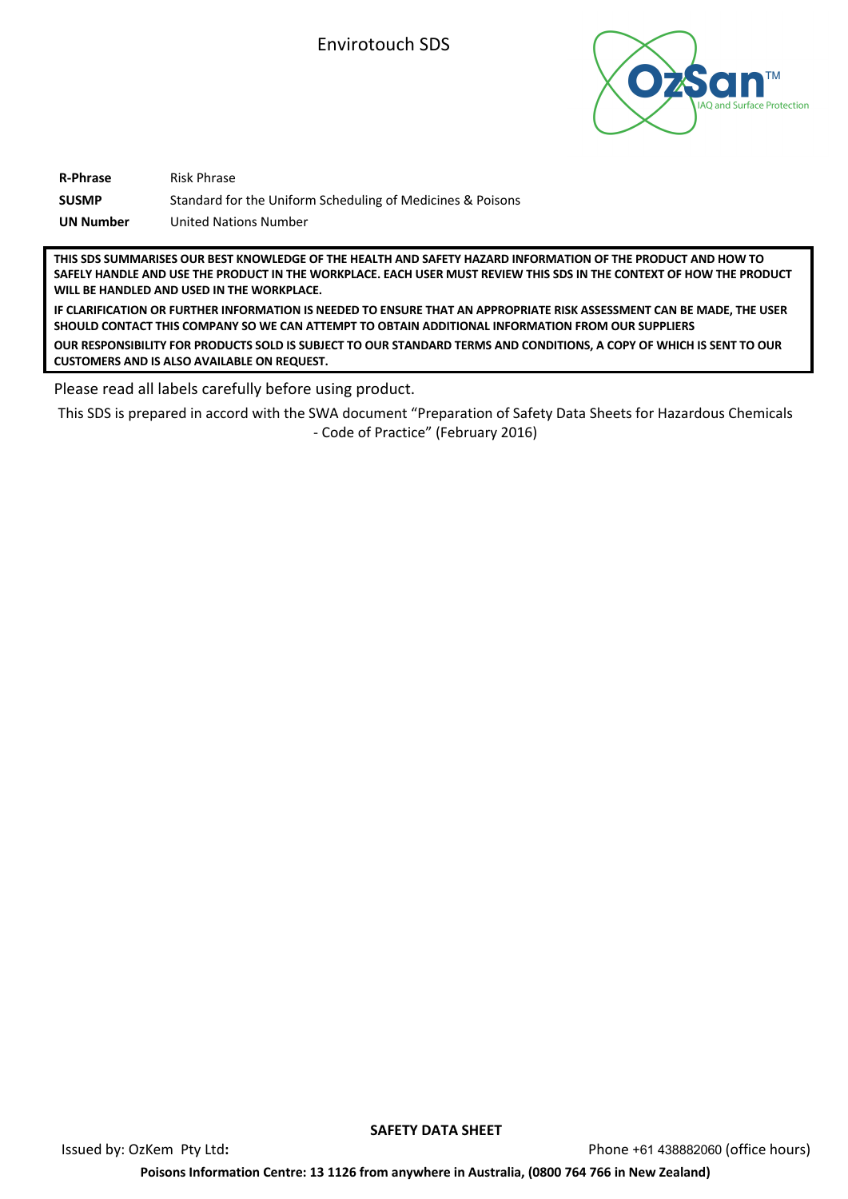| | |
|---|---|
| **R-Phrase** | Risk Phrase |
| **SUSMP** | Standard for the Uniform Scheduling of Medicines & Poisons |
| **UN Number** | United Nations Number |

**THIS SDS SUMMARISES OUR BEST KNOWLEDGE OF THE HEALTH AND SAFETY HAZARD INFORMATION OF THE PRODUCT AND HOW TO SAFELY HANDLE AND USE THE PRODUCT IN THE WORKPLACE. EACH USER MUST REVIEW THIS SDS IN THE CONTEXT OF HOW THE PRODUCT WILL BE HANDLED AND USED IN THE WORKPLACE.**

**IF CLARIFICATION OR FURTHER INFORMATION IS NEEDED TO ENSURE THAT AN APPROPRIATE RISK ASSESSMENT CAN BE MADE, THE USER SHOULD CONTACT THIS COMPANY SO WE CAN ATTEMPT TO OBTAIN ADDITIONAL INFORMATION FROM OUR SUPPLIERS**

**OUR RESPONSIBILITY FOR PRODUCTS SOLD IS SUBJECT TO OUR STANDARD TERMS AND CONDITIONS, A COPY OF WHICH IS SENT TO OUR CUSTOMERS AND IS ALSO AVAILABLE ON REQUEST.**

Please read all labels carefully before using product.

This SDS is prepared in accord with the SWA document "Preparation of Safety Data Sheets for Hazardous Chemicals - Code of Practice" (February 2016)